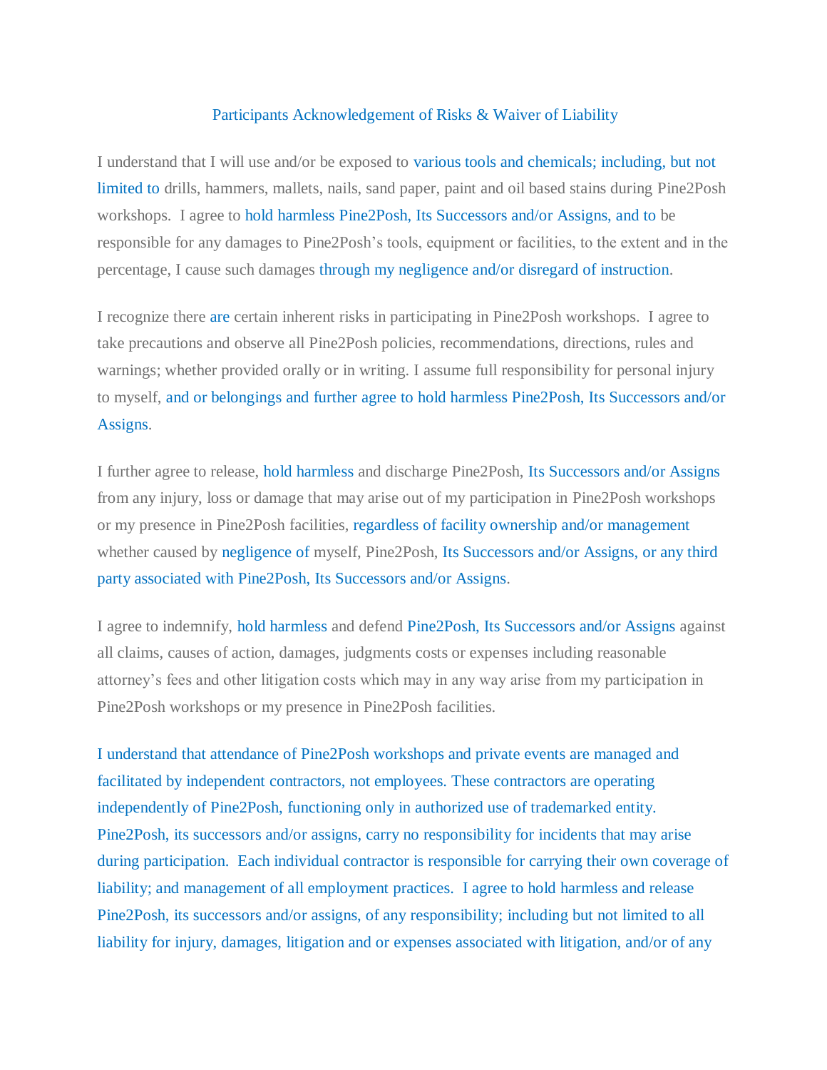# Participants Acknowledgement of Risks & Waiver of Liability

I understand that I will use and/or be exposed to various tools and chemicals; including, but not limited to drills, hammers, mallets, nails, sand paper, paint and oil based stains during Pine2Posh workshops. I agree to hold harmless Pine2Posh, Its Successors and/or Assigns, and to be responsible for any damages to Pine2Posh's tools, equipment or facilities, to the extent and in the percentage, I cause such damages through my negligence and/or disregard of instruction.

I recognize there are certain inherent risks in participating in Pine2Posh workshops. I agree to take precautions and observe all Pine2Posh policies, recommendations, directions, rules and warnings; whether provided orally or in writing. I assume full responsibility for personal injury to myself, and or belongings and further agree to hold harmless Pine2Posh, Its Successors and/or Assigns.

I further agree to release, hold harmless and discharge Pine2Posh, Its Successors and/or Assigns from any injury, loss or damage that may arise out of my participation in Pine2Posh workshops or my presence in Pine2Posh facilities, regardless of facility ownership and/or management whether caused by negligence of myself, Pine2Posh, Its Successors and/or Assigns, or any third party associated with Pine2Posh, Its Successors and/or Assigns.

I agree to indemnify, hold harmless and defend Pine2Posh, Its Successors and/or Assigns against all claims, causes of action, damages, judgments costs or expenses including reasonable attorney's fees and other litigation costs which may in any way arise from my participation in Pine2Posh workshops or my presence in Pine2Posh facilities.

I understand that attendance of Pine2Posh workshops and private events are managed and facilitated by independent contractors, not employees. These contractors are operating independently of Pine2Posh, functioning only in authorized use of trademarked entity. Pine2Posh, its successors and/or assigns, carry no responsibility for incidents that may arise during participation. Each individual contractor is responsible for carrying their own coverage of liability; and management of all employment practices. I agree to hold harmless and release Pine2Posh, its successors and/or assigns, of any responsibility; including but not limited to all liability for injury, damages, litigation and or expenses associated with litigation, and/or of any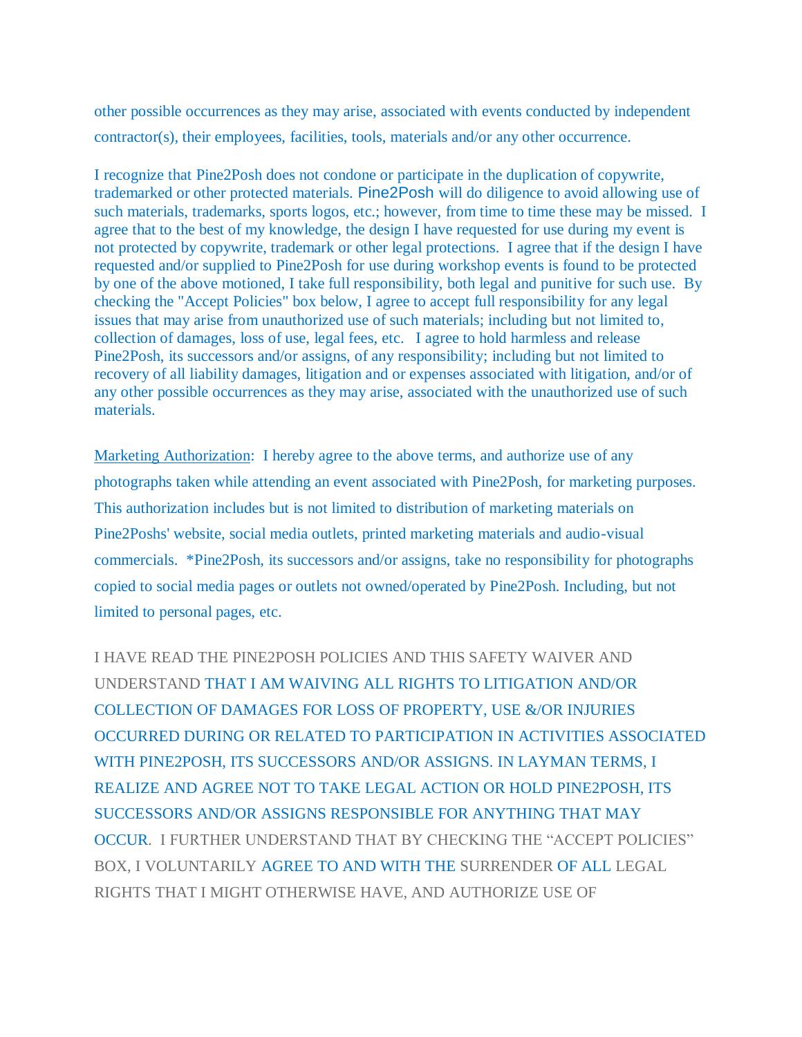other possible occurrences as they may arise, associated with events conducted by independent contractor(s), their employees, facilities, tools, materials and/or any other occurrence.

I recognize that Pine2Posh does not condone or participate in the duplication of copywrite, trademarked or other protected materials. Pine2Posh will do diligence to avoid allowing use of such materials, trademarks, sports logos, etc.; however, from time to time these may be missed. I agree that to the best of my knowledge, the design I have requested for use during my event is not protected by copywrite, trademark or other legal protections. I agree that if the design I have requested and/or supplied to Pine2Posh for use during workshop events is found to be protected by one of the above motioned, I take full responsibility, both legal and punitive for such use. By checking the "Accept Policies" box below, I agree to accept full responsibility for any legal issues that may arise from unauthorized use of such materials; including but not limited to, collection of damages, loss of use, legal fees, etc. I agree to hold harmless and release Pine2Posh, its successors and/or assigns, of any responsibility; including but not limited to recovery of all liability damages, litigation and or expenses associated with litigation, and/or of any other possible occurrences as they may arise, associated with the unauthorized use of such materials.

Marketing Authorization: I hereby agree to the above terms, and authorize use of any photographs taken while attending an event associated with Pine2Posh, for marketing purposes. This authorization includes but is not limited to distribution of marketing materials on Pine2Poshs' website, social media outlets, printed marketing materials and audio-visual commercials. *Pine2Posh, its successors and/or assigns, take no responsibility for photographs copied to social media pages or outlets not owned/operated by Pine2Posh. Including, but not limited to personal pages, etc.

I HAVE READ THE PINE2POSH POLICIES AND THIS SAFETY WAIVER AND UNDERSTAND THAT I AM WAIVING ALL RIGHTS TO LITIGATION AND/OR COLLECTION OF DAMAGES FOR LOSS OF PROPERTY, USE &/OR INJURIES OCCURRED DURING OR RELATED TO PARTICIPATION IN ACTIVITIES ASSOCIATED WITH PINE2POSH, ITS SUCCESSORS AND/OR ASSIGNS. IN LAYMAN TERMS, I REALIZE AND AGREE NOT TO TAKE LEGAL ACTION OR HOLD PINE2POSH, ITS SUCCESSORS AND/OR ASSIGNS RESPONSIBLE FOR ANYTHING THAT MAY OCCUR. I FURTHER UNDERSTAND THAT BY CHECKING THE "ACCEPT POLICIES" BOX, I VOLUNTARILY AGREE TO AND WITH THE SURRENDER OF ALL LEGAL RIGHTS THAT I MIGHT OTHERWISE HAVE, AND AUTHORIZE USE OF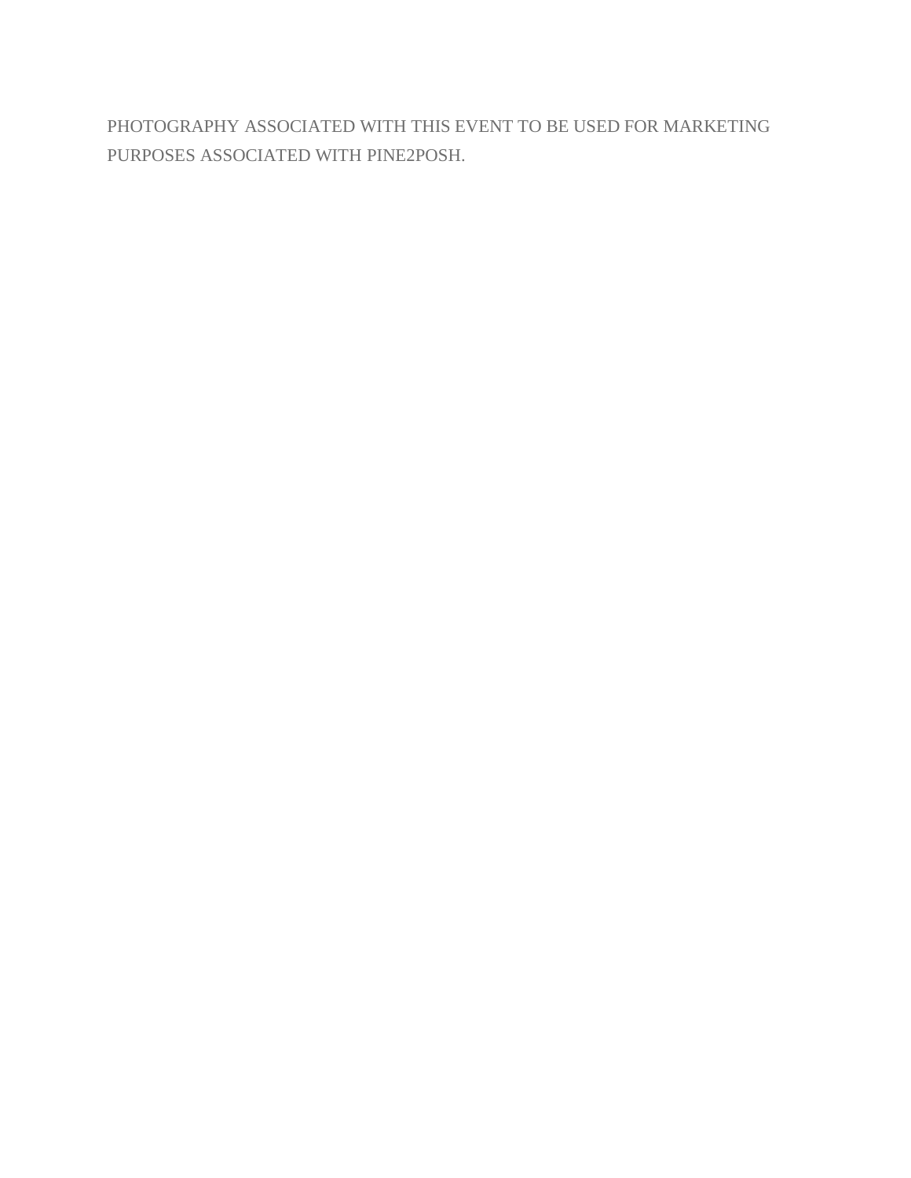PHOTOGRAPHY ASSOCIATED WITH THIS EVENT TO BE USED FOR MARKETING PURPOSES ASSOCIATED WITH PINE2POSH.